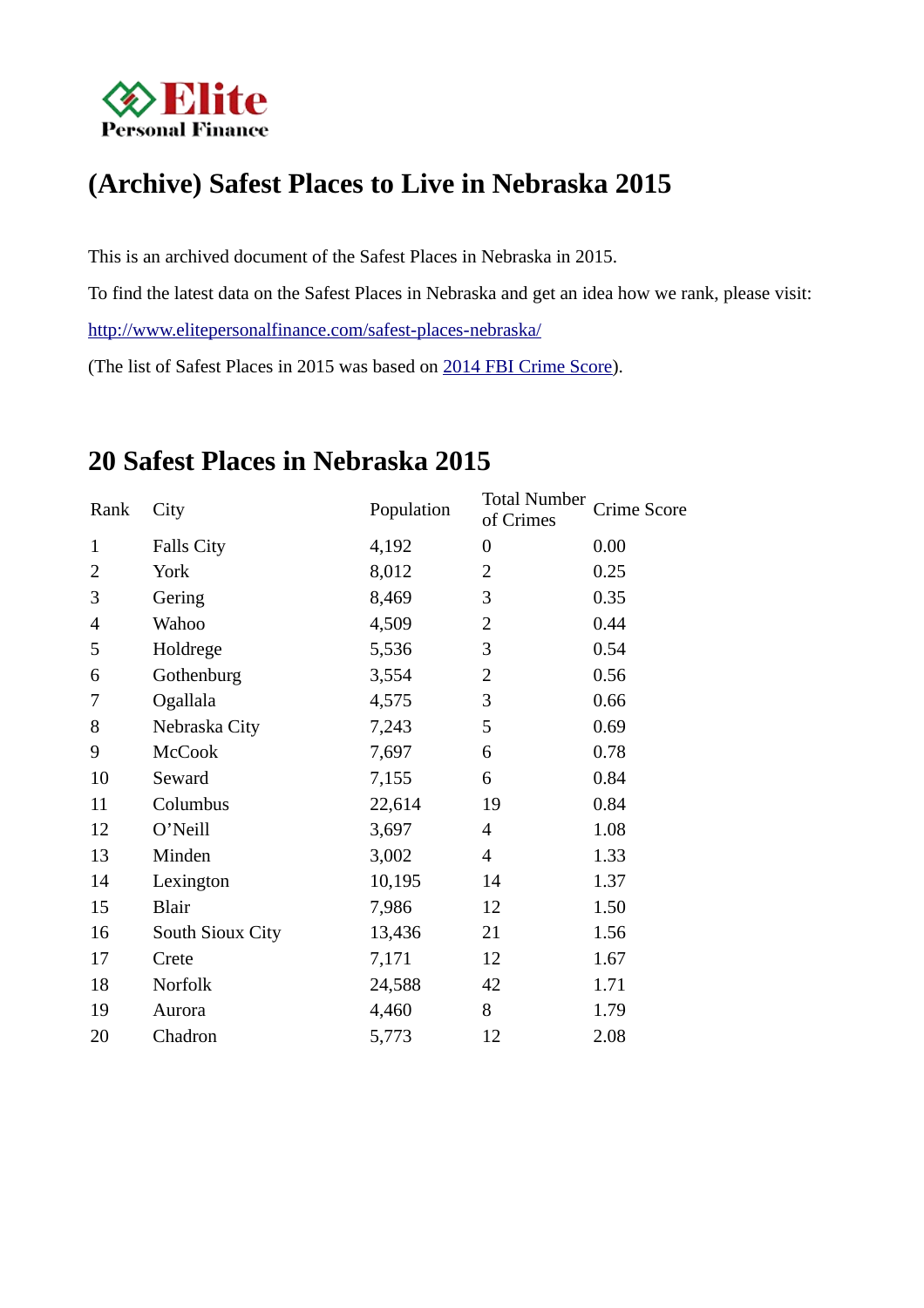Elite Personal Finance

# (Archive) Safest Places to Live in Nebraska 2015

This is an archived document of the Safest Places in Nebraska in 2015.

To find the latest data on the Safest Places in Nebraska and get an idea how we rank, please visit:

[http://www.elitepersonalfinance.com/safest-places-nebraska/](http://www.elitepersonalfinance.com/safest-places-nebraska/)

(The list of Safest Places in 2015 was based on 2014 FBI Crime Score).

## 20 Safest Places in Nebraska 2015

| Rank | City | Population | Total Number of Crimes | Crime Score |
|---|---|---|---|---|
| 1 | Falls City | 4,192 | 0 | 0.00 |
| 2 | York | 8,012 | 2 | 0.25 |
| 3 | Gering | 8,469 | 3 | 0.35 |
| 4 | Wahoo | 4,509 | 2 | 0.44 |
| 5 | Holdrege | 5,536 | 3 | 0.54 |
| 6 | Gothenburg | 3,554 | 2 | 0.56 |
| 7 | Ogallala | 4,575 | 3 | 0.66 |
| 8 | Nebraska City | 7,243 | 5 | 0.69 |
| 9 | McCook | 7,697 | 6 | 0.78 |
| 10 | Seward | 7,155 | 6 | 0.84 |
| 11 | Columbus | 22,614 | 19 | 0.84 |
| 12 | O'Neill | 3,697 | 4 | 1.08 |
| 13 | Minden | 3,002 | 4 | 1.33 |
| 14 | Lexington | 10,195 | 14 | 1.37 |
| 15 | Blair | 7,986 | 12 | 1.50 |
| 16 | South Sioux City | 13,436 | 21 | 1.56 |
| 17 | Crete | 7,171 | 12 | 1.67 |
| 18 | Norfolk | 24,588 | 42 | 1.71 |
| 19 | Aurora | 4,460 | 8 | 1.79 |
| 20 | Chadron | 5,773 | 12 | 2.08 |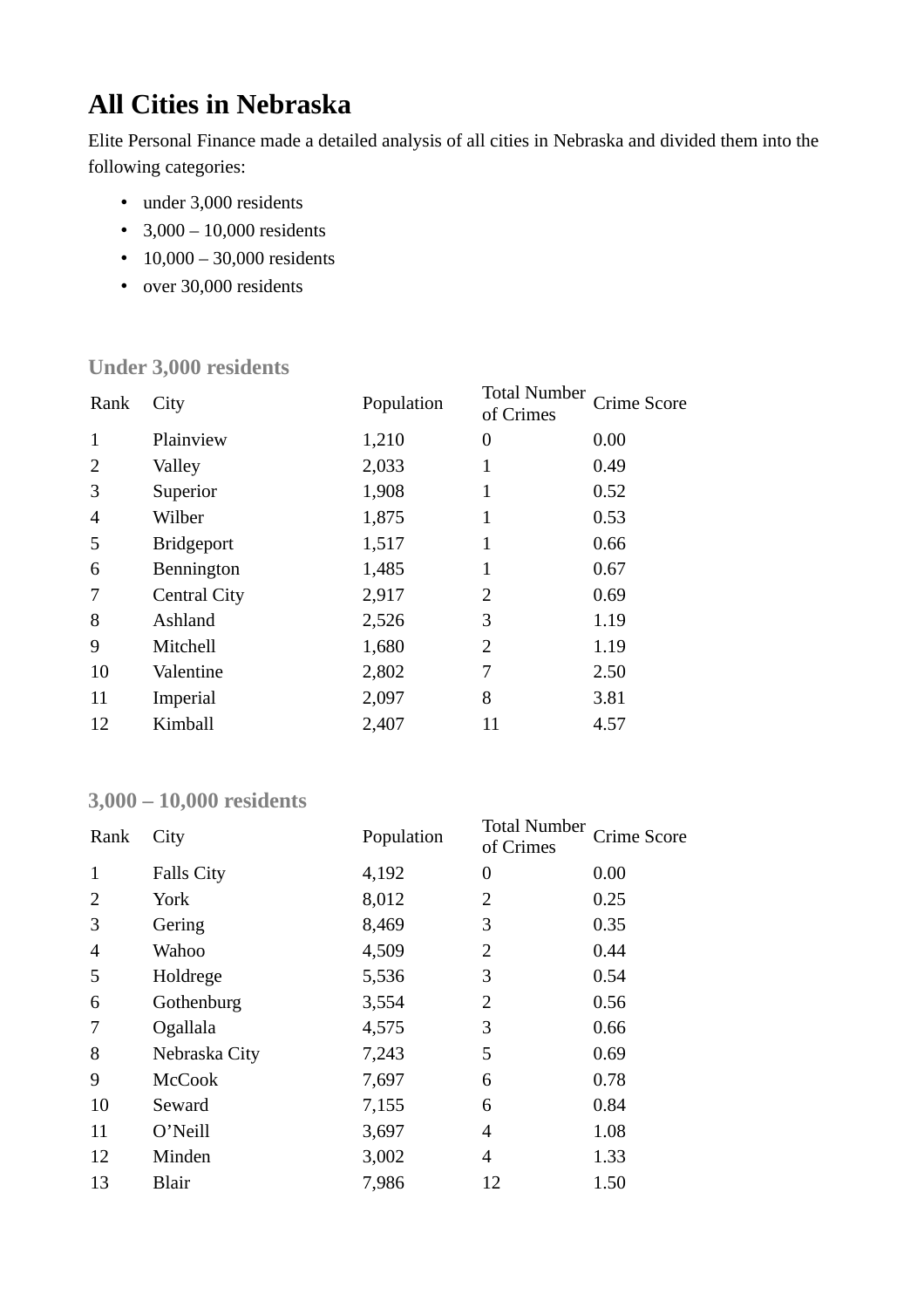# All Cities in Nebraska

Elite Personal Finance made a detailed analysis of all cities in Nebraska and divided them into the following categories:

- under 3,000 residents
- 3,000 – 10,000 residents
- 10,000 – 30,000 residents
- over 30,000 residents

### Under 3,000 residents

| Rank | City | Population | Total Number of Crimes | Crime Score |
|---|---|---|---|---|
| 1 | Plainview | 1,210 | 0 | 0.00 |
| 2 | Valley | 2,033 | 1 | 0.49 |
| 3 | Superior | 1,908 | 1 | 0.52 |
| 4 | Wilber | 1,875 | 1 | 0.53 |
| 5 | Bridgeport | 1,517 | 1 | 0.66 |
| 6 | Bennington | 1,485 | 1 | 0.67 |
| 7 | Central City | 2,917 | 2 | 0.69 |
| 8 | Ashland | 2,526 | 3 | 1.19 |
| 9 | Mitchell | 1,680 | 2 | 1.19 |
| 10 | Valentine | 2,802 | 7 | 2.50 |
| 11 | Imperial | 2,097 | 8 | 3.81 |
| 12 | Kimball | 2,407 | 11 | 4.57 |

### 3,000 – 10,000 residents

| Rank | City | Population | Total Number of Crimes | Crime Score |
|---|---|---|---|---|
| 1 | Falls City | 4,192 | 0 | 0.00 |
| 2 | York | 8,012 | 2 | 0.25 |
| 3 | Gering | 8,469 | 3 | 0.35 |
| 4 | Wahoo | 4,509 | 2 | 0.44 |
| 5 | Holdrege | 5,536 | 3 | 0.54 |
| 6 | Gothenburg | 3,554 | 2 | 0.56 |
| 7 | Ogallala | 4,575 | 3 | 0.66 |
| 8 | Nebraska City | 7,243 | 5 | 0.69 |
| 9 | McCook | 7,697 | 6 | 0.78 |
| 10 | Seward | 7,155 | 6 | 0.84 |
| 11 | O'Neill | 3,697 | 4 | 1.08 |
| 12 | Minden | 3,002 | 4 | 1.33 |
| 13 | Blair | 7,986 | 12 | 1.50 |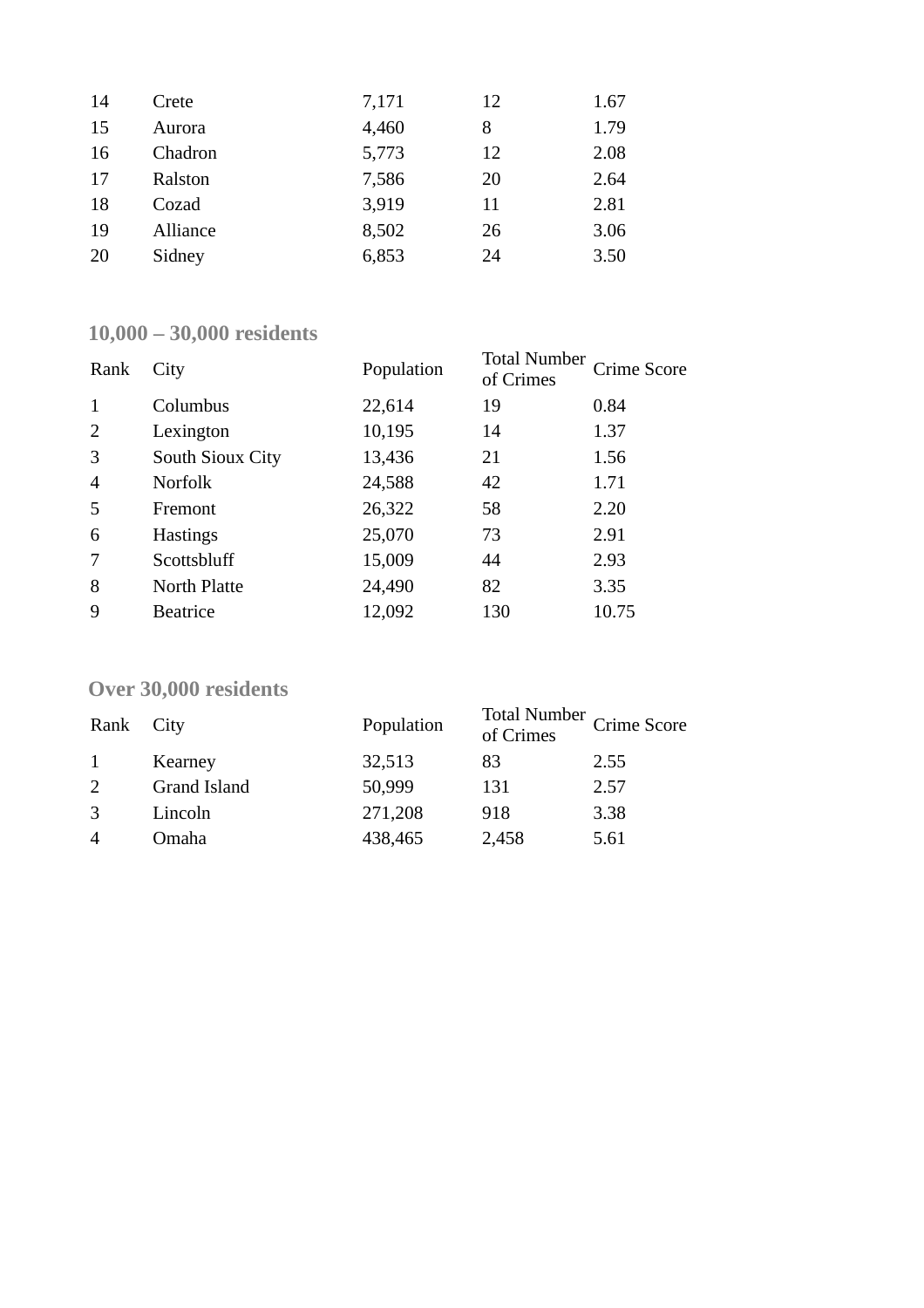| | | | | |
|---|---|---|---|---|
| 14 | Crete | 7,171 | 12 | 1.67 |
| 15 | Aurora | 4,460 | 8 | 1.79 |
| 16 | Chadron | 5,773 | 12 | 2.08 |
| 17 | Ralston | 7,586 | 20 | 2.64 |
| 18 | Cozad | 3,919 | 11 | 2.81 |
| 19 | Alliance | 8,502 | 26 | 3.06 |
| 20 | Sidney | 6,853 | 24 | 3.50 |

## 10,000 – 30,000 residents

| Rank | City | Population | Total Number of Crimes | Crime Score |
|---|---|---|---|---|
| 1 | Columbus | 22,614 | 19 | 0.84 |
| 2 | Lexington | 10,195 | 14 | 1.37 |
| 3 | South Sioux City | 13,436 | 21 | 1.56 |
| 4 | Norfolk | 24,588 | 42 | 1.71 |
| 5 | Fremont | 26,322 | 58 | 2.20 |
| 6 | Hastings | 25,070 | 73 | 2.91 |
| 7 | Scottsbluff | 15,009 | 44 | 2.93 |
| 8 | North Platte | 24,490 | 82 | 3.35 |
| 9 | Beatrice | 12,092 | 130 | 10.75 |

## Over 30,000 residents

| Rank | City | Population | Total Number of Crimes | Crime Score |
|---|---|---|---|---|
| 1 | Kearney | 32,513 | 83 | 2.55 |
| 2 | Grand Island | 50,999 | 131 | 2.57 |
| 3 | Lincoln | 271,208 | 918 | 3.38 |
| 4 | Omaha | 438,465 | 2,458 | 5.61 |